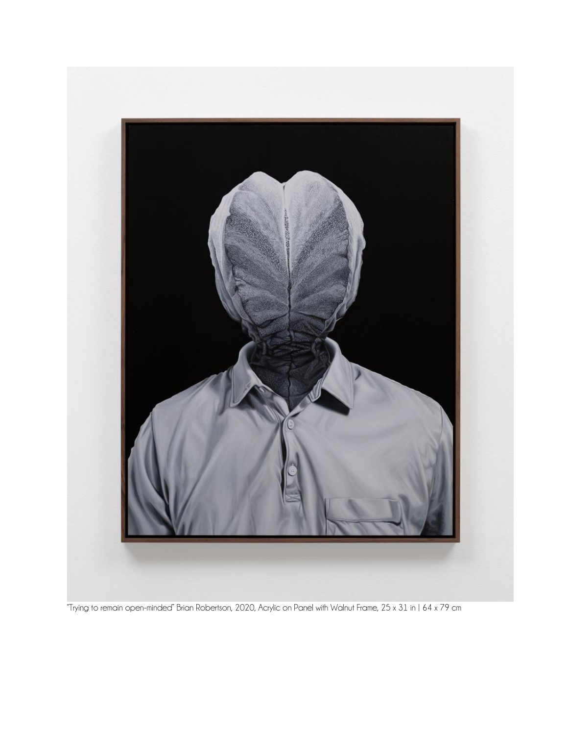"Trying to remain open-minded" Brian Robertson, 2020, Acrylic on Panel with Walnut Frame, 25 x 31 in | 64 x 79 cm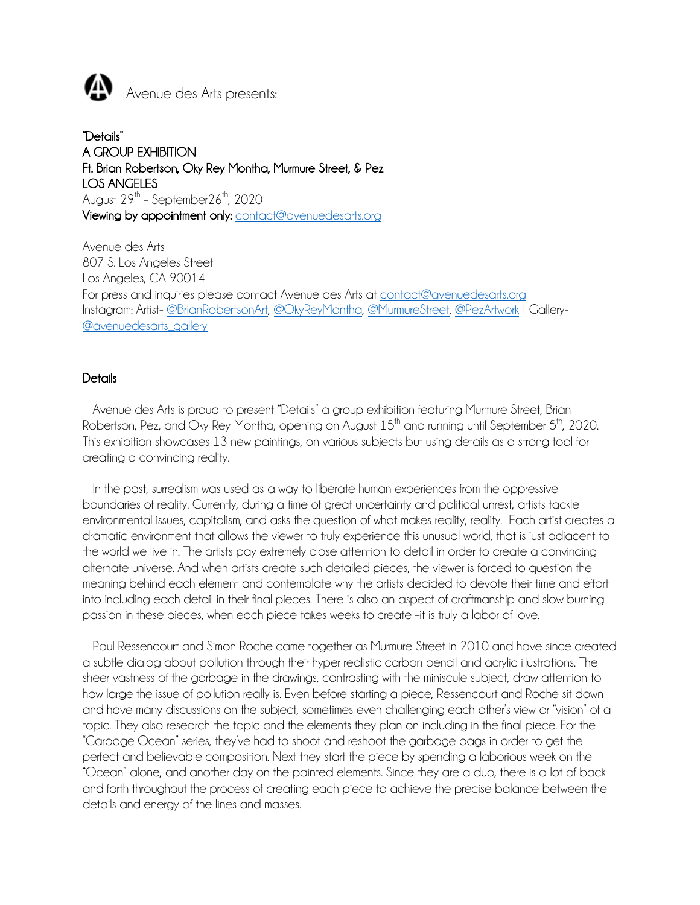Avenue des Arts presents:

**"Details"**
**A GROUP EXHIBITION**
**Ft. Brian Robertson, Oky Rey Montha, Murmure Street, & Pez**
**LOS ANGELES**
August 29th – September26th, 2020
**Viewing by appointment only:** contact@avenuedesarts.org

Avenue des Arts
807 S. Los Angeles Street
Los Angeles, CA 90014
For press and inquiries please contact Avenue des Arts at contact@avenuedesarts.org
Instagram: Artist- @BrianRobertsonArt, @OkyReyMontha, @MurmureStreet, @PezArtwork | Gallery- @avenuedesarts_gallery

## Details

Avenue des Arts is proud to present "Details" a group exhibition featuring Murmure Street, Brian Robertson, Pez, and Oky Rey Montha, opening on August 15th and running until September 5th, 2020. This exhibition showcases 13 new paintings, on various subjects but using details as a strong tool for creating a convincing reality.

In the past, surrealism was used as a way to liberate human experiences from the oppressive boundaries of reality. Currently, during a time of great uncertainty and political unrest, artists tackle environmental issues, capitalism, and asks the question of what makes reality, reality. Each artist creates a dramatic environment that allows the viewer to truly experience this unusual world, that is just adjacent to the world we live in. The artists pay extremely close attention to detail in order to create a convincing alternate universe. And when artists create such detailed pieces, the viewer is forced to question the meaning behind each element and contemplate why the artists decided to devote their time and effort into including each detail in their final pieces. There is also an aspect of craftmanship and slow burning passion in these pieces, when each piece takes weeks to create –it is truly a labor of love.

Paul Ressencourt and Simon Roche came together as Murmure Street in 2010 and have since created a subtle dialog about pollution through their hyper realistic carbon pencil and acrylic illustrations. The sheer vastness of the garbage in the drawings, contrasting with the miniscule subject, draw attention to how large the issue of pollution really is. Even before starting a piece, Ressencourt and Roche sit down and have many discussions on the subject, sometimes even challenging each other's view or "vision" of a topic. They also research the topic and the elements they plan on including in the final piece. For the "Garbage Ocean" series, they've had to shoot and reshoot the garbage bags in order to get the perfect and believable composition. Next they start the piece by spending a laborious week on the "Ocean" alone, and another day on the painted elements. Since they are a duo, there is a lot of back and forth throughout the process of creating each piece to achieve the precise balance between the details and energy of the lines and masses.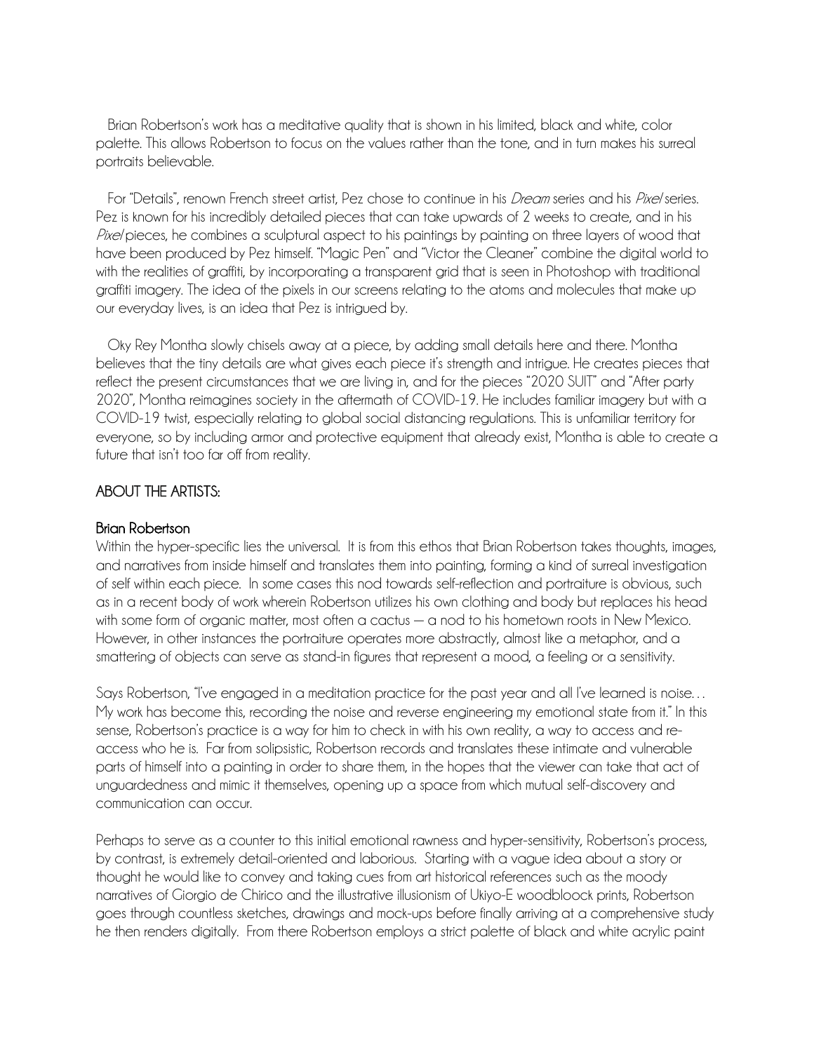Brian Robertson's work has a meditative quality that is shown in his limited, black and white, color palette. This allows Robertson to focus on the values rather than the tone, and in turn makes his surreal portraits believable.

For "Details", renown French street artist, Pez chose to continue in his *Dream* series and his *Pixel* series. Pez is known for his incredibly detailed pieces that can take upwards of 2 weeks to create, and in his *Pixel* pieces, he combines a sculptural aspect to his paintings by painting on three layers of wood that have been produced by Pez himself. "Magic Pen" and "Victor the Cleaner" combine the digital world to with the realities of graffiti, by incorporating a transparent grid that is seen in Photoshop with traditional graffiti imagery. The idea of the pixels in our screens relating to the atoms and molecules that make up our everyday lives, is an idea that Pez is intrigued by.

Oky Rey Montha slowly chisels away at a piece, by adding small details here and there. Montha believes that the tiny details are what gives each piece it's strength and intrigue. He creates pieces that reflect the present circumstances that we are living in, and for the pieces "2020 SUIT" and "After party 2020", Montha reimagines society in the aftermath of COVID-19. He includes familiar imagery but with a COVID-19 twist, especially relating to global social distancing regulations. This is unfamiliar territory for everyone, so by including armor and protective equipment that already exist, Montha is able to create a future that isn't too far off from reality.

## ABOUT THE ARTISTS:

### Brian Robertson

Within the hyper-specific lies the universal. It is from this ethos that Brian Robertson takes thoughts, images, and narratives from inside himself and translates them into painting, forming a kind of surreal investigation of self within each piece. In some cases this nod towards self-reflection and portraiture is obvious, such as in a recent body of work wherein Robertson utilizes his own clothing and body but replaces his head with some form of organic matter, most often a cactus — a nod to his hometown roots in New Mexico. However, in other instances the portraiture operates more abstractly, almost like a metaphor, and a smattering of objects can serve as stand-in figures that represent a mood, a feeling or a sensitivity.

Says Robertson, "I've engaged in a meditation practice for the past year and all I've learned is noise… My work has become this, recording the noise and reverse engineering my emotional state from it." In this sense, Robertson's practice is a way for him to check in with his own reality, a way to access and re-access who he is. Far from solipsistic, Robertson records and translates these intimate and vulnerable parts of himself into a painting in order to share them, in the hopes that the viewer can take that act of unguardedness and mimic it themselves, opening up a space from which mutual self-discovery and communication can occur.

Perhaps to serve as a counter to this initial emotional rawness and hyper-sensitivity, Robertson's process, by contrast, is extremely detail-oriented and laborious. Starting with a vague idea about a story or thought he would like to convey and taking cues from art historical references such as the moody narratives of Giorgio de Chirico and the illustrative illusionism of Ukiyo-E woodbloock prints, Robertson goes through countless sketches, drawings and mock-ups before finally arriving at a comprehensive study he then renders digitally. From there Robertson employs a strict palette of black and white acrylic paint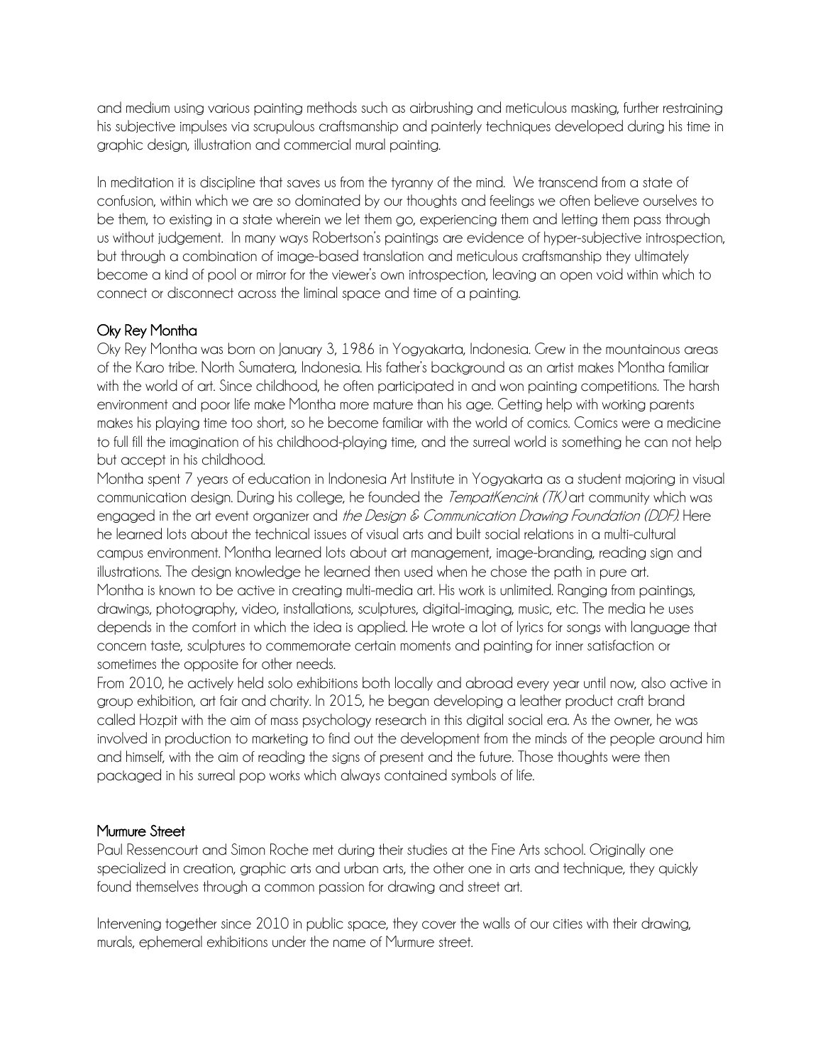and medium using various painting methods such as airbrushing and meticulous masking, further restraining his subjective impulses via scrupulous craftsmanship and painterly techniques developed during his time in graphic design, illustration and commercial mural painting.

In meditation it is discipline that saves us from the tyranny of the mind. We transcend from a state of confusion, within which we are so dominated by our thoughts and feelings we often believe ourselves to be them, to existing in a state wherein we let them go, experiencing them and letting them pass through us without judgement. In many ways Robertson's paintings are evidence of hyper-subjective introspection, but through a combination of image-based translation and meticulous craftsmanship they ultimately become a kind of pool or mirror for the viewer's own introspection, leaving an open void within which to connect or disconnect across the liminal space and time of a painting.

## Oky Rey Montha

Oky Rey Montha was born on January 3, 1986 in Yogyakarta, Indonesia. Grew in the mountainous areas of the Karo tribe. North Sumatera, Indonesia. His father's background as an artist makes Montha familiar with the world of art. Since childhood, he often participated in and won painting competitions. The harsh environment and poor life make Montha more mature than his age. Getting help with working parents makes his playing time too short, so he become familiar with the world of comics. Comics were a medicine to full fill the imagination of his childhood-playing time, and the surreal world is something he can not help but accept in his childhood.

Montha spent 7 years of education in Indonesia Art Institute in Yogyakarta as a student majoring in visual communication design. During his college, he founded the *TempatKencink (TK)* art community which was engaged in the art event organizer and *the Design & Communication Drawing Foundation (DDF).* Here he learned lots about the technical issues of visual arts and built social relations in a multi-cultural campus environment. Montha learned lots about art management, image-branding, reading sign and illustrations. The design knowledge he learned then used when he chose the path in pure art.

Montha is known to be active in creating multi-media art. His work is unlimited. Ranging from paintings, drawings, photography, video, installations, sculptures, digital-imaging, music, etc. The media he uses depends in the comfort in which the idea is applied. He wrote a lot of lyrics for songs with language that concern taste, sculptures to commemorate certain moments and painting for inner satisfaction or sometimes the opposite for other needs.

From 2010, he actively held solo exhibitions both locally and abroad every year until now, also active in group exhibition, art fair and charity. In 2015, he began developing a leather product craft brand called Hozpit with the aim of mass psychology research in this digital social era. As the owner, he was involved in production to marketing to find out the development from the minds of the people around him and himself, with the aim of reading the signs of present and the future. Those thoughts were then packaged in his surreal pop works which always contained symbols of life.

## Murmure Street

Paul Ressencourt and Simon Roche met during their studies at the Fine Arts school. Originally one specialized in creation, graphic arts and urban arts, the other one in arts and technique, they quickly found themselves through a common passion for drawing and street art.

Intervening together since 2010 in public space, they cover the walls of our cities with their drawing, murals, ephemeral exhibitions under the name of Murmure street.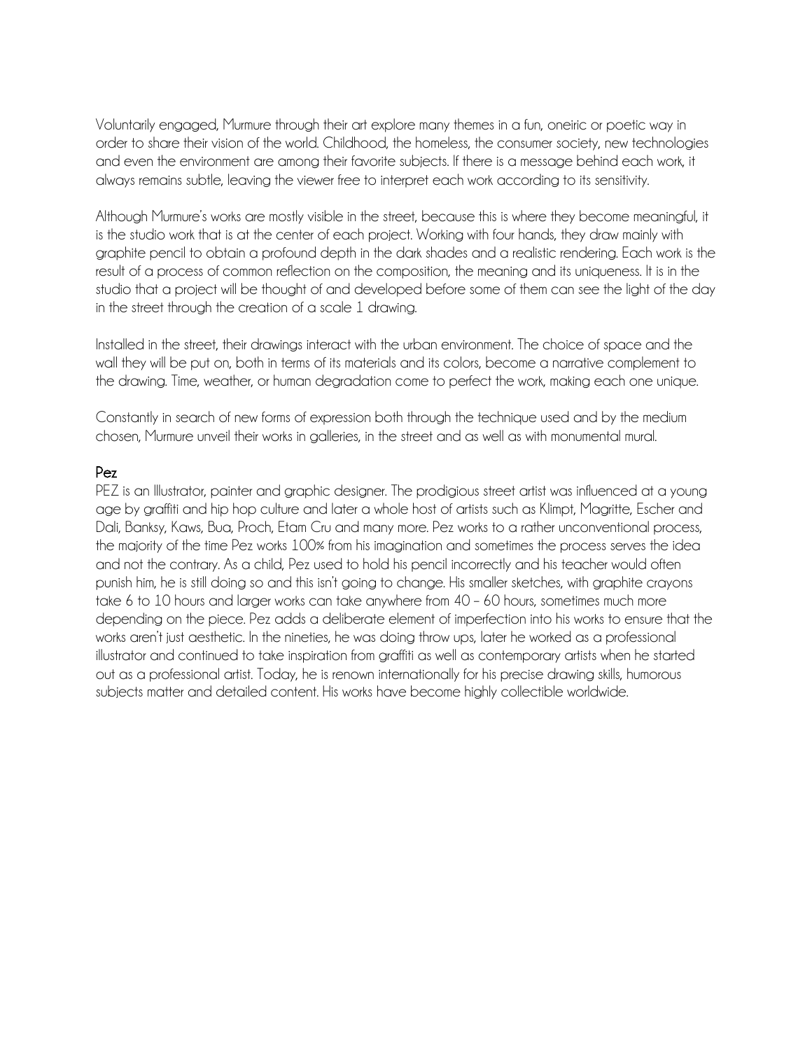Voluntarily engaged, Murmure through their art explore many themes in a fun, oneiric or poetic way in order to share their vision of the world. Childhood, the homeless, the consumer society, new technologies and even the environment are among their favorite subjects. If there is a message behind each work, it always remains subtle, leaving the viewer free to interpret each work according to its sensitivity.

Although Murmure's works are mostly visible in the street, because this is where they become meaningful, it is the studio work that is at the center of each project. Working with four hands, they draw mainly with graphite pencil to obtain a profound depth in the dark shades and a realistic rendering. Each work is the result of a process of common reflection on the composition, the meaning and its uniqueness. It is in the studio that a project will be thought of and developed before some of them can see the light of the day in the street through the creation of a scale 1 drawing.

Installed in the street, their drawings interact with the urban environment. The choice of space and the wall they will be put on, both in terms of its materials and its colors, become a narrative complement to the drawing. Time, weather, or human degradation come to perfect the work, making each one unique.

Constantly in search of new forms of expression both through the technique used and by the medium chosen, Murmure unveil their works in galleries, in the street and as well as with monumental mural.

## Pez

PEZ is an Illustrator, painter and graphic designer. The prodigious street artist was influenced at a young age by graffiti and hip hop culture and later a whole host of artists such as Klimpt, Magritte, Escher and Dali, Banksy, Kaws, Bua, Proch, Etam Cru and many more. Pez works to a rather unconventional process, the majority of the time Pez works 100% from his imagination and sometimes the process serves the idea and not the contrary. As a child, Pez used to hold his pencil incorrectly and his teacher would often punish him, he is still doing so and this isn't going to change. His smaller sketches, with graphite crayons take 6 to 10 hours and larger works can take anywhere from 40 – 60 hours, sometimes much more depending on the piece. Pez adds a deliberate element of imperfection into his works to ensure that the works aren't just aesthetic. In the nineties, he was doing throw ups, later he worked as a professional illustrator and continued to take inspiration from graffiti as well as contemporary artists when he started out as a professional artist. Today, he is renown internationally for his precise drawing skills, humorous subjects matter and detailed content. His works have become highly collectible worldwide.